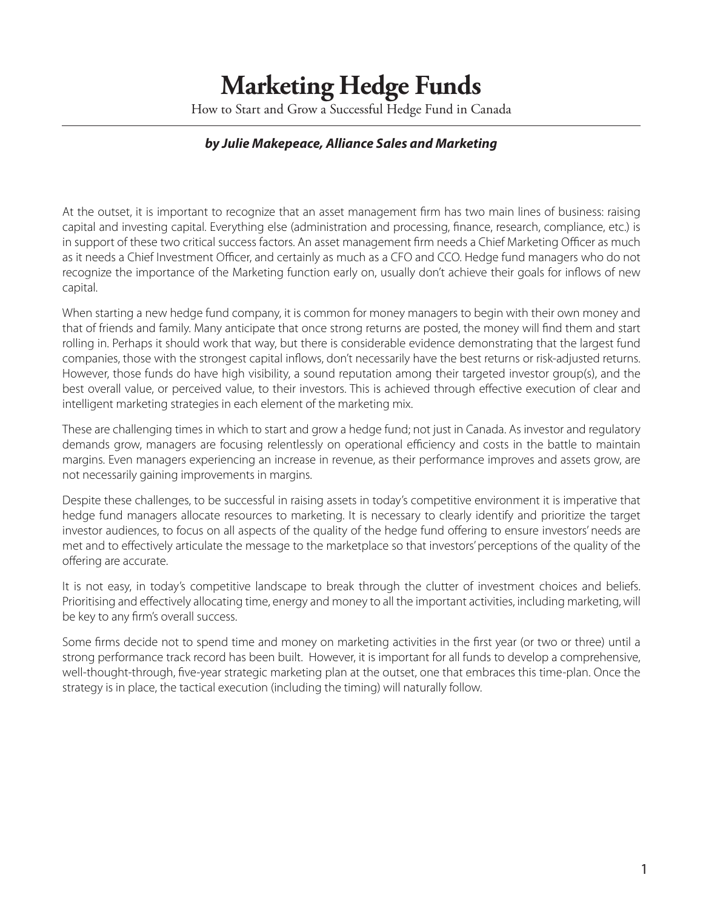# Marketing Hedge Funds

How to Start and Grow a Successful Hedge Fund in Canada

***by Julie Makepeace, Alliance Sales and Marketing***

At the outset, it is important to recognize that an asset management firm has two main lines of business: raising capital and investing capital. Everything else (administration and processing, finance, research, compliance, etc.) is in support of these two critical success factors. An asset management firm needs a Chief Marketing Officer as much as it needs a Chief Investment Officer, and certainly as much as a CFO and CCO. Hedge fund managers who do not recognize the importance of the Marketing function early on, usually don't achieve their goals for inflows of new capital.

When starting a new hedge fund company, it is common for money managers to begin with their own money and that of friends and family. Many anticipate that once strong returns are posted, the money will find them and start rolling in. Perhaps it should work that way, but there is considerable evidence demonstrating that the largest fund companies, those with the strongest capital inflows, don't necessarily have the best returns or risk-adjusted returns. However, those funds do have high visibility, a sound reputation among their targeted investor group(s), and the best overall value, or perceived value, to their investors. This is achieved through effective execution of clear and intelligent marketing strategies in each element of the marketing mix.

These are challenging times in which to start and grow a hedge fund; not just in Canada. As investor and regulatory demands grow, managers are focusing relentlessly on operational efficiency and costs in the battle to maintain margins. Even managers experiencing an increase in revenue, as their performance improves and assets grow, are not necessarily gaining improvements in margins.

Despite these challenges, to be successful in raising assets in today's competitive environment it is imperative that hedge fund managers allocate resources to marketing. It is necessary to clearly identify and prioritize the target investor audiences, to focus on all aspects of the quality of the hedge fund offering to ensure investors' needs are met and to effectively articulate the message to the marketplace so that investors' perceptions of the quality of the offering are accurate.

It is not easy, in today's competitive landscape to break through the clutter of investment choices and beliefs. Prioritising and effectively allocating time, energy and money to all the important activities, including marketing, will be key to any firm's overall success.

Some firms decide not to spend time and money on marketing activities in the first year (or two or three) until a strong performance track record has been built. However, it is important for all funds to develop a comprehensive, well-thought-through, five-year strategic marketing plan at the outset, one that embraces this time-plan. Once the strategy is in place, the tactical execution (including the timing) will naturally follow.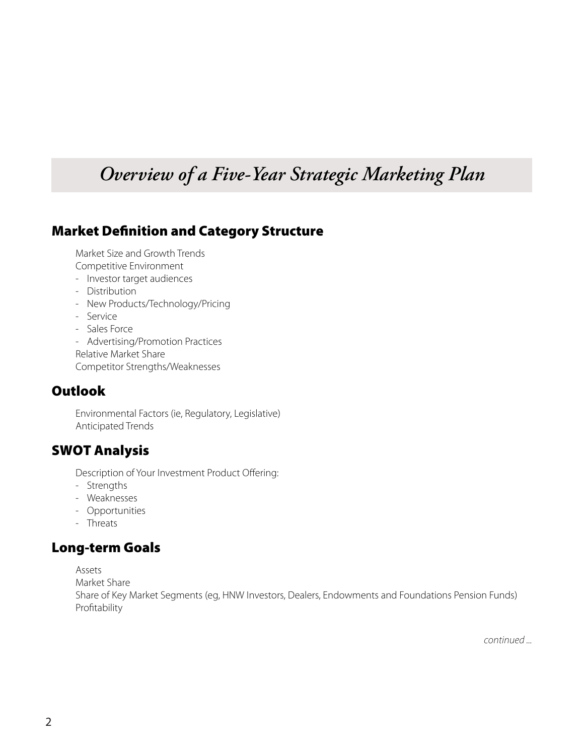# *Overview of a Five-Year Strategic Marketing Plan*

## Market Definition and Category Structure

Market Size and Growth Trends

Competitive Environment

- Investor target audiences
- Distribution
- New Products/Technology/Pricing
- Service
- Sales Force
- Advertising/Promotion Practices

Relative Market Share

Competitor Strengths/Weaknesses

## Outlook

Environmental Factors (ie, Regulatory, Legislative)

Anticipated Trends

## SWOT Analysis

Description of Your Investment Product Offering:

- Strengths
- Weaknesses
- Opportunities
- Threats

## Long-term Goals

Assets

Market Share

Share of Key Market Segments (eg, HNW Investors, Dealers, Endowments and Foundations Pension Funds)

Profitability

*continued ...*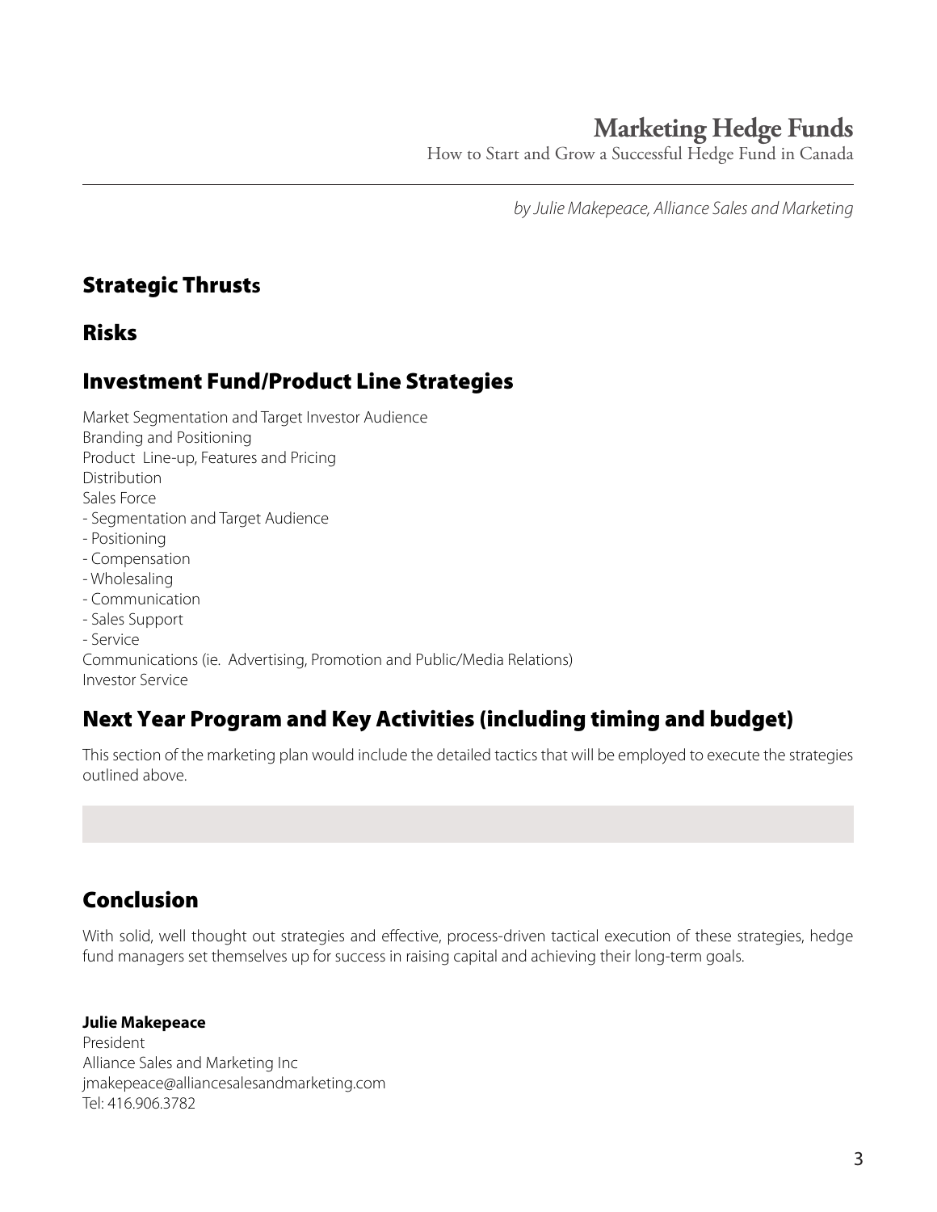## Strategic Thrusts

## Risks

## Investment Fund/Product Line Strategies

Market Segmentation and Target Investor Audience
Branding and Positioning
Product Line-up, Features and Pricing
Distribution
Sales Force
- Segmentation and Target Audience
- Positioning
- Compensation
- Wholesaling
- Communication
- Sales Support
- Service

Communications (ie. Advertising, Promotion and Public/Media Relations)
Investor Service

## Next Year Program and Key Activities (including timing and budget)

This section of the marketing plan would include the detailed tactics that will be employed to execute the strategies outlined above.

## Conclusion

With solid, well thought out strategies and effective, process-driven tactical execution of these strategies, hedge fund managers set themselves up for success in raising capital and achieving their long-term goals.

**Julie Makepeace**
President
Alliance Sales and Marketing Inc
jmakepeace@alliancesalesandmarketing.com
Tel: 416.906.3782